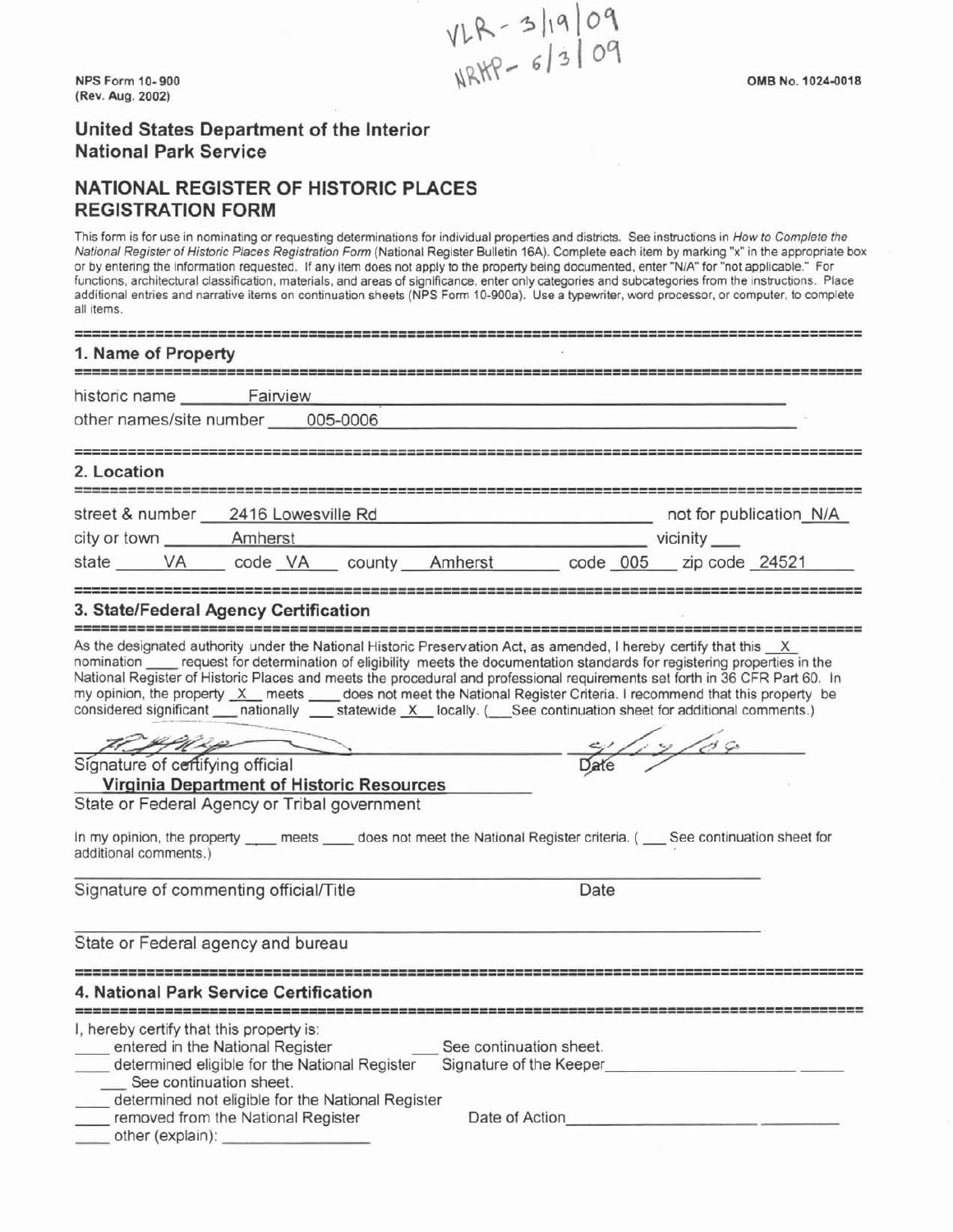VLR - 3/19/09
NRHP - 6/3/09

NPS Form 10-900
(Rev. Aug. 2002)

OMB No. 1024-0018

## United States Department of the Interior
## National Park Service

# NATIONAL REGISTER OF HISTORIC PLACES REGISTRATION FORM

This form is for use in nominating or requesting determinations for individual properties and districts. See instructions in *How to Complete the National Register of Historic Places Registration Form* (National Register Bulletin 16A). Complete each item by marking "x" in the appropriate box or by entering the information requested. If any item does not apply to the property being documented, enter "N/A" for "not applicable." For functions, architectural classification, materials, and areas of significance, enter only categories and subcategories from the instructions. Place additional entries and narrative items on continuation sheets (NPS Form 10-900a). Use a typewriter, word processor, or computer, to complete all items.

## 1. Name of Property

historic name Fairview

other names/site number 005-0006

## 2. Location

street & number 2416 Lowesville Rd — not for publication N/A

city or town Amherst — vicinity ___

state VA code VA county Amherst code 005 zip code 24521

## 3. State/Federal Agency Certification

As the designated authority under the National Historic Preservation Act, as amended, I hereby certify that this _X_ nomination ___ request for determination of eligibility meets the documentation standards for registering properties in the National Register of Historic Places and meets the procedural and professional requirements set forth in 36 CFR Part 60. In my opinion, the property _X_ meets ___ does not meet the National Register Criteria. I recommend that this property be considered significant ___ nationally ___ statewide _X_ locally. (___ See continuation sheet for additional comments.)

Signature of certifying official — Date 2/19/09

**Virginia Department of Historic Resources**

State or Federal Agency or Tribal government

In my opinion, the property ___ meets ___ does not meet the National Register criteria. ( ___ See continuation sheet for additional comments.)

Signature of commenting official/Title — Date

State or Federal agency and bureau

## 4. National Park Service Certification

I, hereby certify that this property is:

___ entered in the National Register — ___ See continuation sheet.

___ determined eligible for the National Register — Signature of the Keeper ___________

___ See continuation sheet.

___ determined not eligible for the National Register

___ removed from the National Register — Date of Action ___________

___ other (explain): ___________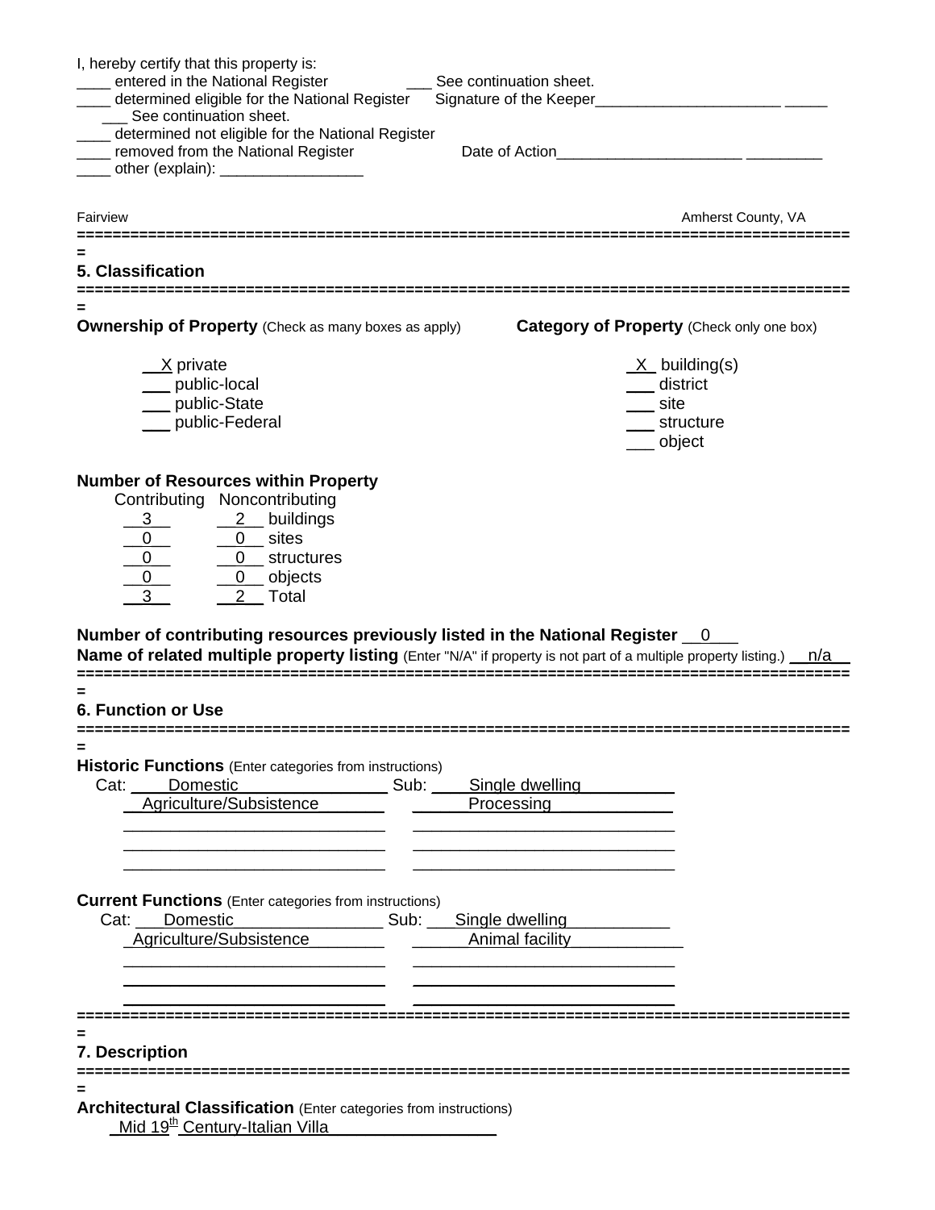I, hereby certify that this property is:

____ entered in the National Register ___ See continuation sheet.
____ determined eligible for the National Register ___ See continuation sheet.
____ determined not eligible for the National Register
____ removed from the National Register
____ other (explain): _________________

Signature of the Keeper______________________ _____

Date of Action______________________ _________

Fairview Amherst County, VA

## 5. Classification

**Ownership of Property** (Check as many boxes as apply)

- X private
- ___ public-local
- ___ public-State
- ___ public-Federal

**Category of Property** (Check only one box)

- X building(s)
- ___ district
- ___ site
- ___ structure
- ___ object

**Number of Resources within Property**

| Contributing | Noncontributing | |
|---|---|---|
| 3 | 2 | buildings |
| 0 | 0 | sites |
| 0 | 0 | structures |
| 0 | 0 | objects |
| 3 | 2 | Total |

**Number of contributing resources previously listed in the National Register** 0

**Name of related multiple property listing** (Enter "N/A" if property is not part of a multiple property listing.) n/a

## 6. Function or Use

**Historic Functions** (Enter categories from instructions)

| Cat: | Sub: |
|---|---|
| Domestic | Single dwelling |
| Agriculture/Subsistence | Processing |

**Current Functions** (Enter categories from instructions)

| Cat: | Sub: |
|---|---|
| Domestic | Single dwelling |
| Agriculture/Subsistence | Animal facility |

## 7. Description

**Architectural Classification** (Enter categories from instructions)

Mid 19th Century-Italian Villa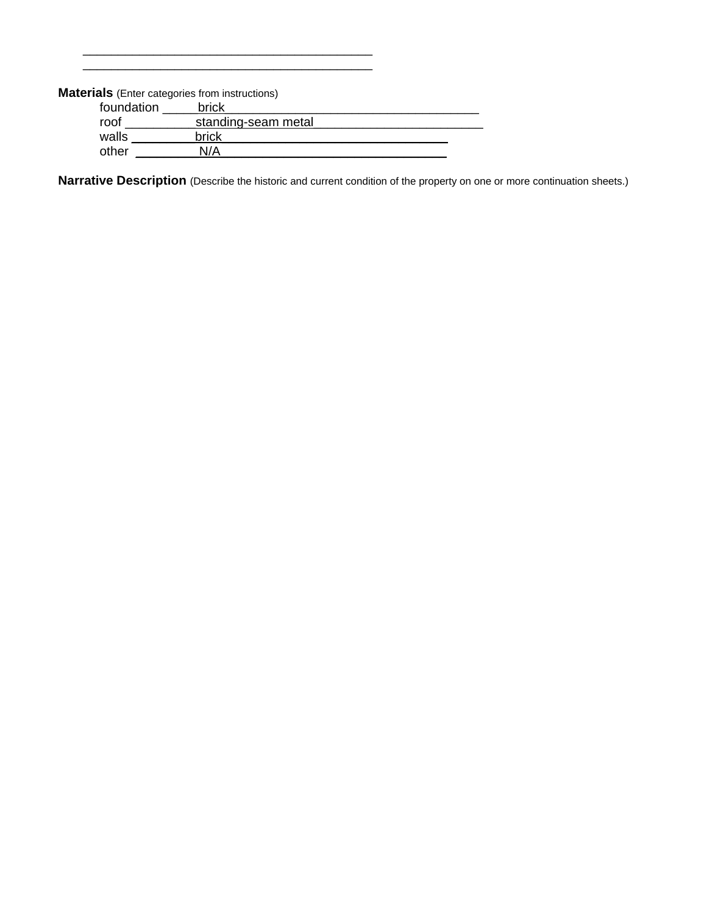\_\_\_\_\_\_\_\_\_\_\_\_\_\_\_\_\_\_\_\_\_\_\_\_\_\_\_\_\_\_\_\_\_\_\_\_\_\_\_\_\_\_\_

\_\_\_\_\_\_\_\_\_\_\_\_\_\_\_\_\_\_\_\_\_\_\_\_\_\_\_\_\_\_\_\_\_\_\_\_\_\_\_\_\_\_\_

**Materials** (Enter categories from instructions)

foundation brick

roof standing-seam metal

walls brick

other N/A

**Narrative Description** (Describe the historic and current condition of the property on one or more continuation sheets.)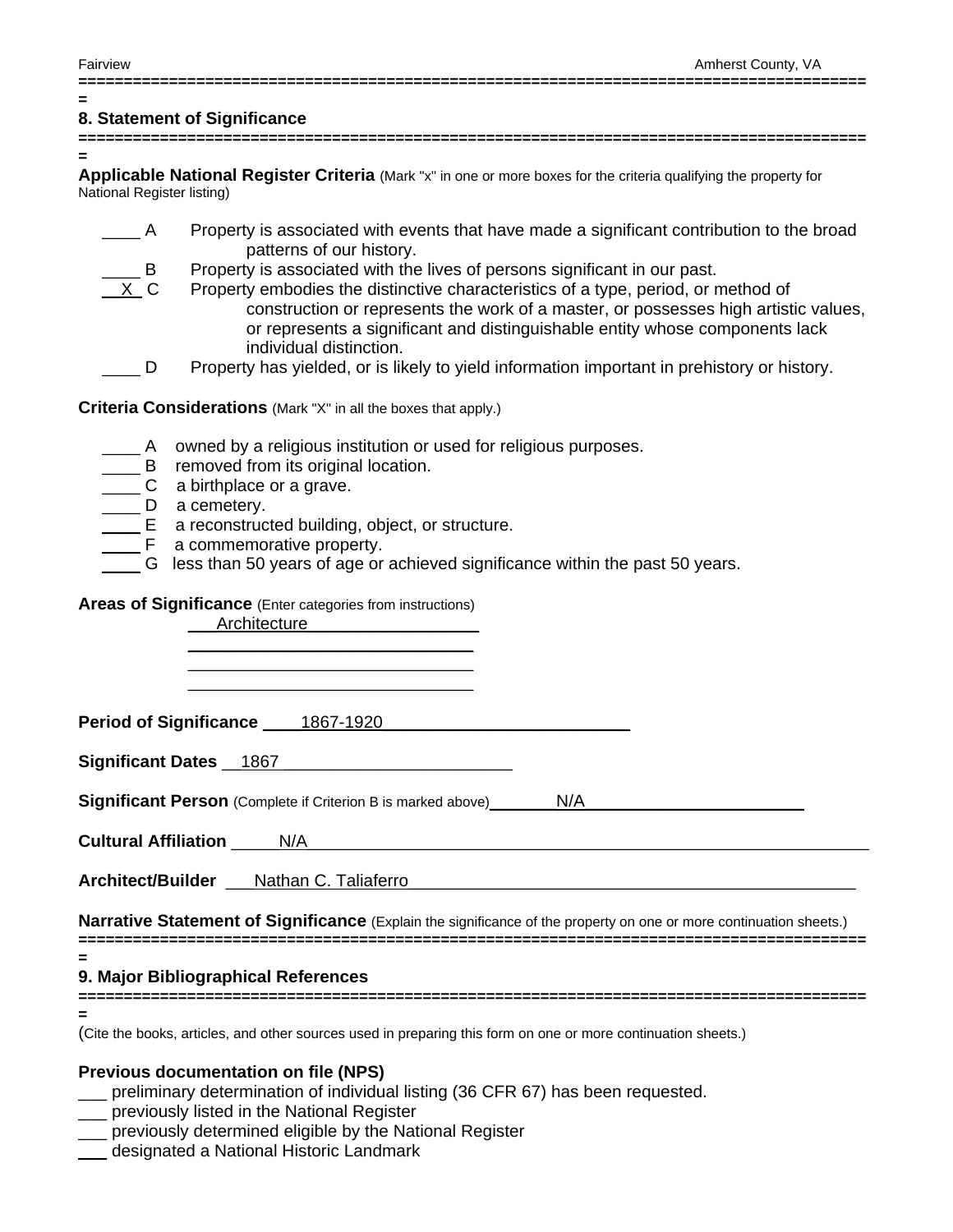## 8. Statement of Significance

**Applicable National Register Criteria** (Mark "x" in one or more boxes for the criteria qualifying the property for National Register listing)

____ A Property is associated with events that have made a significant contribution to the broad patterns of our history.
____ B Property is associated with the lives of persons significant in our past.
__X_ C Property embodies the distinctive characteristics of a type, period, or method of construction or represents the work of a master, or possesses high artistic values, or represents a significant and distinguishable entity whose components lack individual distinction.
____ D Property has yielded, or is likely to yield information important in prehistory or history.

**Criteria Considerations** (Mark "X" in all the boxes that apply.)

____ A owned by a religious institution or used for religious purposes.
____ B removed from its original location.
____ C a birthplace or a grave.
____ D a cemetery.
____ E a reconstructed building, object, or structure.
____ F a commemorative property.
____ G less than 50 years of age or achieved significance within the past 50 years.

**Areas of Significance** (Enter categories from instructions)

Architecture

**Period of Significance** 1867-1920

**Significant Dates** 1867

**Significant Person** (Complete if Criterion B is marked above) N/A

**Cultural Affiliation** N/A

**Architect/Builder** Nathan C. Taliaferro

**Narrative Statement of Significance** (Explain the significance of the property on one or more continuation sheets.)

## 9. Major Bibliographical References

(Cite the books, articles, and other sources used in preparing this form on one or more continuation sheets.)

**Previous documentation on file (NPS)**

___ preliminary determination of individual listing (36 CFR 67) has been requested.
___ previously listed in the National Register
___ previously determined eligible by the National Register
___ designated a National Historic Landmark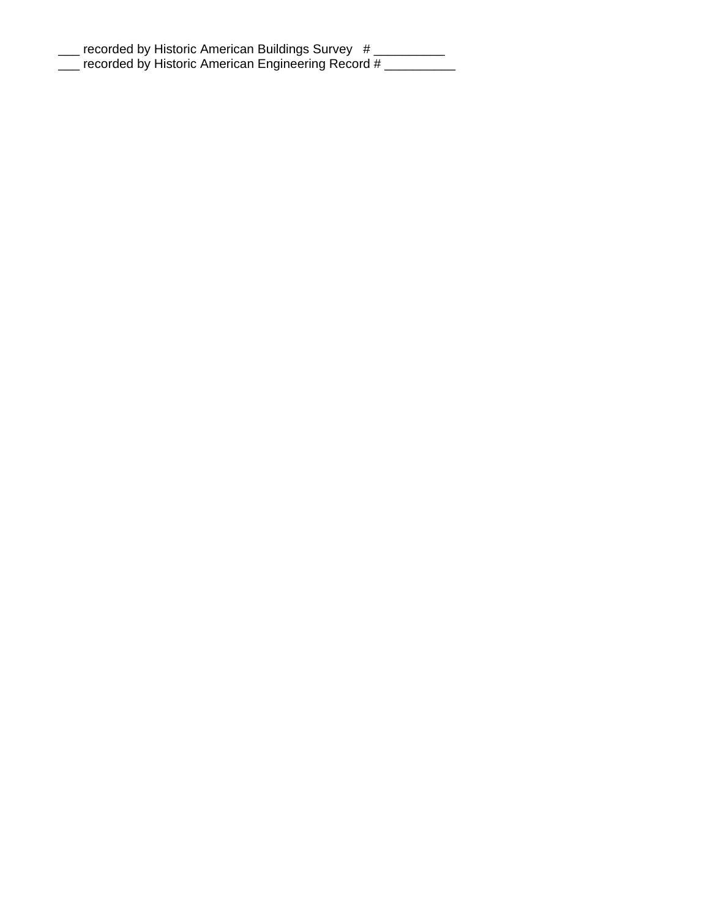___ recorded by Historic American Buildings Survey # __________
___ recorded by Historic American Engineering Record # __________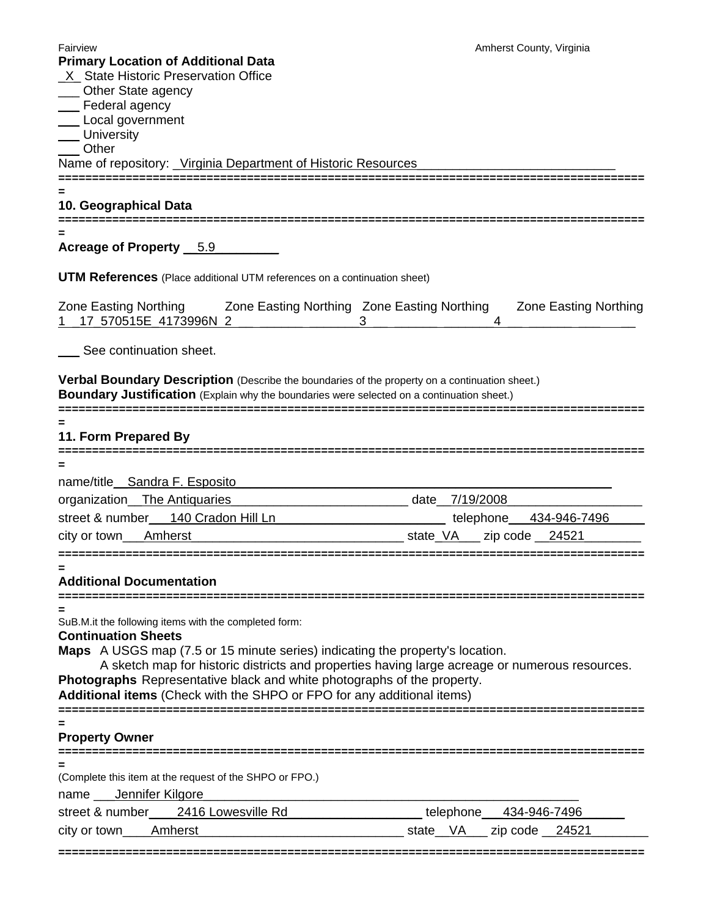**Primary Location of Additional Data**

_X_ State Historic Preservation Office
___ Other State agency
___ Federal agency
___ Local government
___ University
___ Other

Name of repository: Virginia Department of Historic Resources

## 10. Geographical Data

**Acreage of Property** 5.9

**UTM References** (Place additional UTM references on a continuation sheet)

| | Zone | Easting | Northing |
|---|---|---|---|
| 1 | 17 | 570515E | 4173996N |
| 2 | | | |
| 3 | | | |
| 4 | | | |

___ See continuation sheet.

**Verbal Boundary Description** (Describe the boundaries of the property on a continuation sheet.)
**Boundary Justification** (Explain why the boundaries were selected on a continuation sheet.)

## 11. Form Prepared By

name/title Sandra F. Esposito
organization The Antiquaries date 7/19/2008
street & number 140 Cradon Hill Ln telephone 434-946-7496
city or town Amherst state VA zip code 24521

## Additional Documentation

SuB.M.it the following items with the completed form:

**Continuation Sheets**

**Maps** A USGS map (7.5 or 15 minute series) indicating the property's location.
A sketch map for historic districts and properties having large acreage or numerous resources.

**Photographs** Representative black and white photographs of the property.

**Additional items** (Check with the SHPO or FPO for any additional items)

## Property Owner

(Complete this item at the request of the SHPO or FPO.)

name Jennifer Kilgore
street & number 2416 Lowesville Rd telephone 434-946-7496
city or town Amherst state VA zip code 24521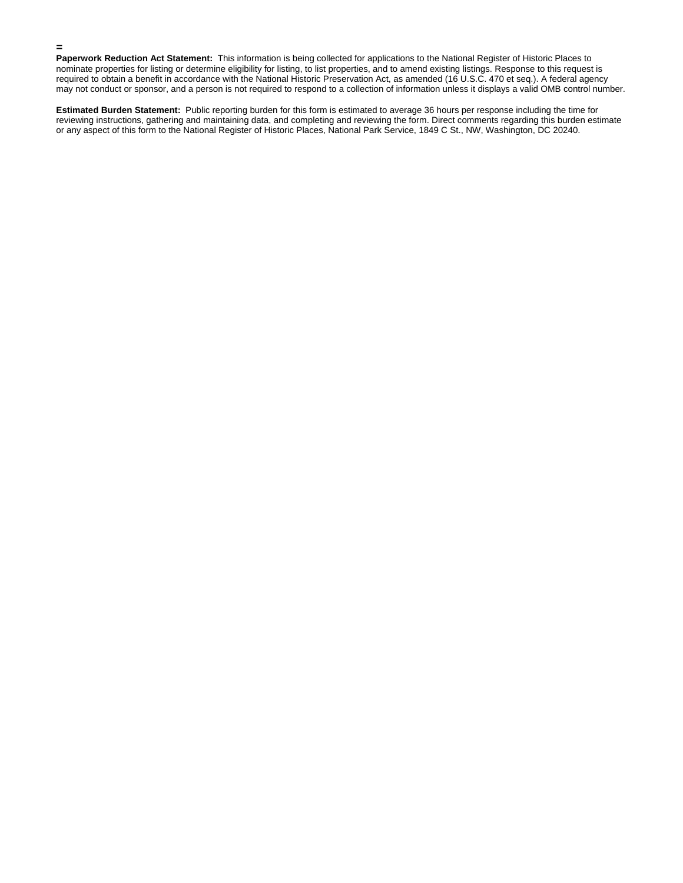=

**Paperwork Reduction Act Statement:** This information is being collected for applications to the National Register of Historic Places to nominate properties for listing or determine eligibility for listing, to list properties, and to amend existing listings. Response to this request is required to obtain a benefit in accordance with the National Historic Preservation Act, as amended (16 U.S.C. 470 et seq.). A federal agency may not conduct or sponsor, and a person is not required to respond to a collection of information unless it displays a valid OMB control number.

**Estimated Burden Statement:** Public reporting burden for this form is estimated to average 36 hours per response including the time for reviewing instructions, gathering and maintaining data, and completing and reviewing the form. Direct comments regarding this burden estimate or any aspect of this form to the National Register of Historic Places, National Park Service, 1849 C St., NW, Washington, DC 20240.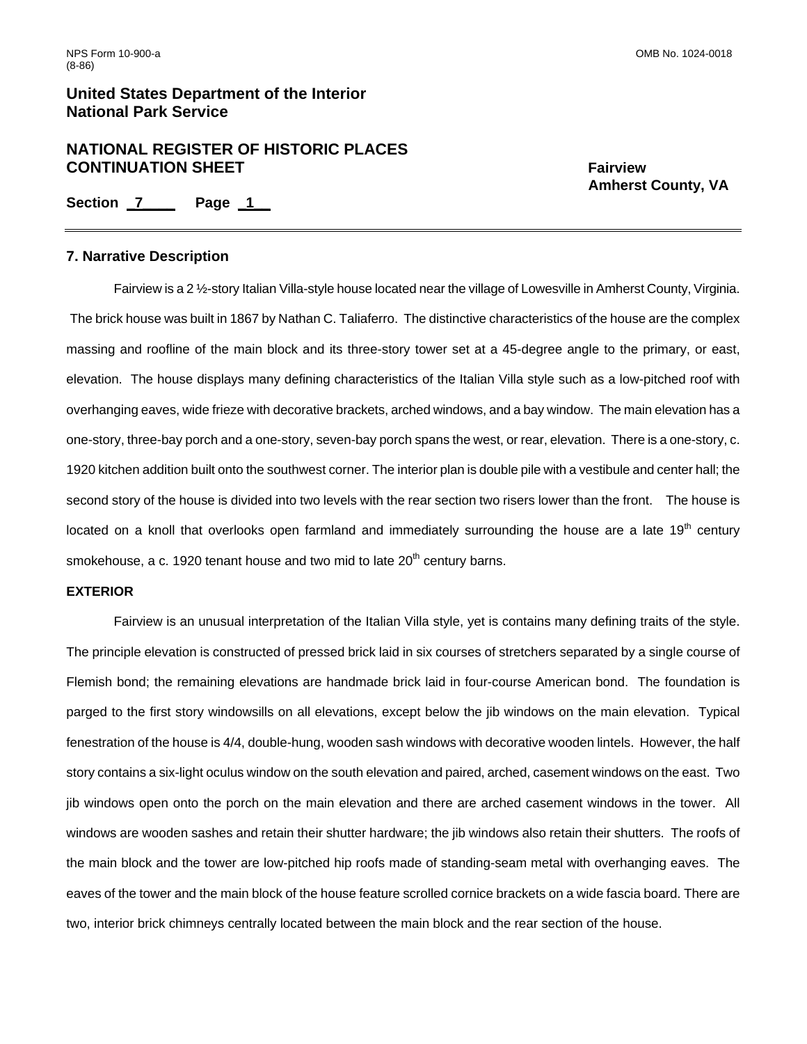## 7. Narrative Description

Fairview is a 2 ½-story Italian Villa-style house located near the village of Lowesville in Amherst County, Virginia. The brick house was built in 1867 by Nathan C. Taliaferro. The distinctive characteristics of the house are the complex massing and roofline of the main block and its three-story tower set at a 45-degree angle to the primary, or east, elevation. The house displays many defining characteristics of the Italian Villa style such as a low-pitched roof with overhanging eaves, wide frieze with decorative brackets, arched windows, and a bay window. The main elevation has a one-story, three-bay porch and a one-story, seven-bay porch spans the west, or rear, elevation. There is a one-story, c. 1920 kitchen addition built onto the southwest corner. The interior plan is double pile with a vestibule and center hall; the second story of the house is divided into two levels with the rear section two risers lower than the front. The house is located on a knoll that overlooks open farmland and immediately surrounding the house are a late 19th century smokehouse, a c. 1920 tenant house and two mid to late 20th century barns.

### EXTERIOR

Fairview is an unusual interpretation of the Italian Villa style, yet is contains many defining traits of the style. The principle elevation is constructed of pressed brick laid in six courses of stretchers separated by a single course of Flemish bond; the remaining elevations are handmade brick laid in four-course American bond. The foundation is parged to the first story windowsills on all elevations, except below the jib windows on the main elevation. Typical fenestration of the house is 4/4, double-hung, wooden sash windows with decorative wooden lintels. However, the half story contains a six-light oculus window on the south elevation and paired, arched, casement windows on the east. Two jib windows open onto the porch on the main elevation and there are arched casement windows in the tower. All windows are wooden sashes and retain their shutter hardware; the jib windows also retain their shutters. The roofs of the main block and the tower are low-pitched hip roofs made of standing-seam metal with overhanging eaves. The eaves of the tower and the main block of the house feature scrolled cornice brackets on a wide fascia board. There are two, interior brick chimneys centrally located between the main block and the rear section of the house.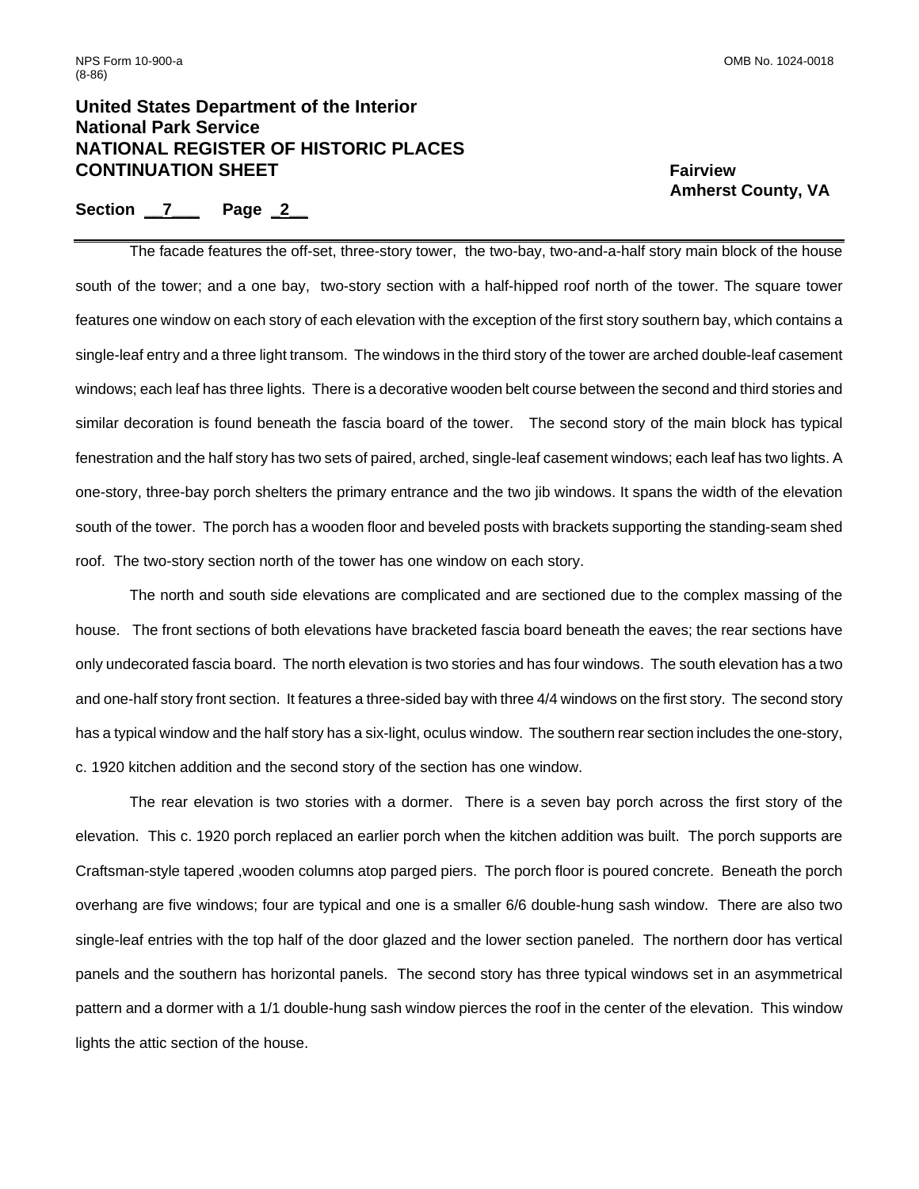The facade features the off-set, three-story tower, the two-bay, two-and-a-half story main block of the house south of the tower; and a one bay, two-story section with a half-hipped roof north of the tower. The square tower features one window on each story of each elevation with the exception of the first story southern bay, which contains a single-leaf entry and a three light transom. The windows in the third story of the tower are arched double-leaf casement windows; each leaf has three lights. There is a decorative wooden belt course between the second and third stories and similar decoration is found beneath the fascia board of the tower. The second story of the main block has typical fenestration and the half story has two sets of paired, arched, single-leaf casement windows; each leaf has two lights. A one-story, three-bay porch shelters the primary entrance and the two jib windows. It spans the width of the elevation south of the tower. The porch has a wooden floor and beveled posts with brackets supporting the standing-seam shed roof. The two-story section north of the tower has one window on each story.

The north and south side elevations are complicated and are sectioned due to the complex massing of the house. The front sections of both elevations have bracketed fascia board beneath the eaves; the rear sections have only undecorated fascia board. The north elevation is two stories and has four windows. The south elevation has a two and one-half story front section. It features a three-sided bay with three 4/4 windows on the first story. The second story has a typical window and the half story has a six-light, oculus window. The southern rear section includes the one-story, c. 1920 kitchen addition and the second story of the section has one window.

The rear elevation is two stories with a dormer. There is a seven bay porch across the first story of the elevation. This c. 1920 porch replaced an earlier porch when the kitchen addition was built. The porch supports are Craftsman-style tapered ,wooden columns atop parged piers. The porch floor is poured concrete. Beneath the porch overhang are five windows; four are typical and one is a smaller 6/6 double-hung sash window. There are also two single-leaf entries with the top half of the door glazed and the lower section paneled. The northern door has vertical panels and the southern has horizontal panels. The second story has three typical windows set in an asymmetrical pattern and a dormer with a 1/1 double-hung sash window pierces the roof in the center of the elevation. This window lights the attic section of the house.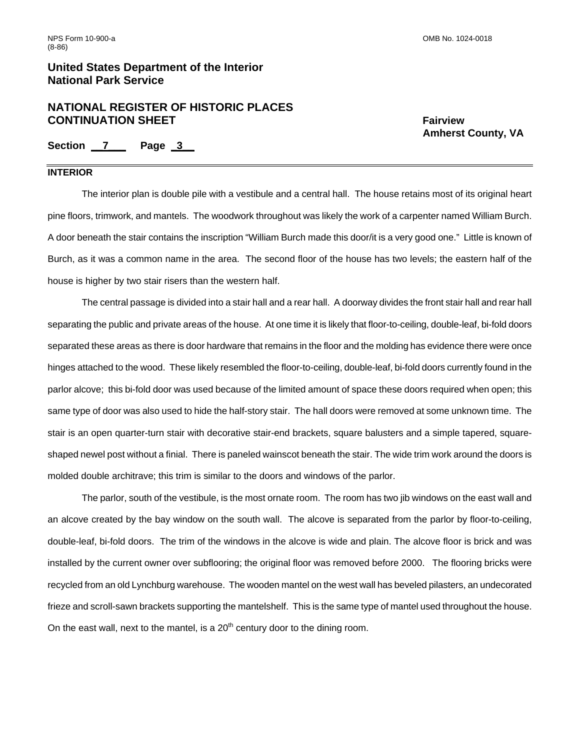## INTERIOR

The interior plan is double pile with a vestibule and a central hall. The house retains most of its original heart pine floors, trimwork, and mantels. The woodwork throughout was likely the work of a carpenter named William Burch. A door beneath the stair contains the inscription "William Burch made this door/it is a very good one." Little is known of Burch, as it was a common name in the area. The second floor of the house has two levels; the eastern half of the house is higher by two stair risers than the western half.

The central passage is divided into a stair hall and a rear hall. A doorway divides the front stair hall and rear hall separating the public and private areas of the house. At one time it is likely that floor-to-ceiling, double-leaf, bi-fold doors separated these areas as there is door hardware that remains in the floor and the molding has evidence there were once hinges attached to the wood. These likely resembled the floor-to-ceiling, double-leaf, bi-fold doors currently found in the parlor alcove; this bi-fold door was used because of the limited amount of space these doors required when open; this same type of door was also used to hide the half-story stair. The hall doors were removed at some unknown time. The stair is an open quarter-turn stair with decorative stair-end brackets, square balusters and a simple tapered, square-shaped newel post without a finial. There is paneled wainscot beneath the stair. The wide trim work around the doors is molded double architrave; this trim is similar to the doors and windows of the parlor.

The parlor, south of the vestibule, is the most ornate room. The room has two jib windows on the east wall and an alcove created by the bay window on the south wall. The alcove is separated from the parlor by floor-to-ceiling, double-leaf, bi-fold doors. The trim of the windows in the alcove is wide and plain. The alcove floor is brick and was installed by the current owner over subflooring; the original floor was removed before 2000. The flooring bricks were recycled from an old Lynchburg warehouse. The wooden mantel on the west wall has beveled pilasters, an undecorated frieze and scroll-sawn brackets supporting the mantelshelf. This is the same type of mantel used throughout the house. On the east wall, next to the mantel, is a 20th century door to the dining room.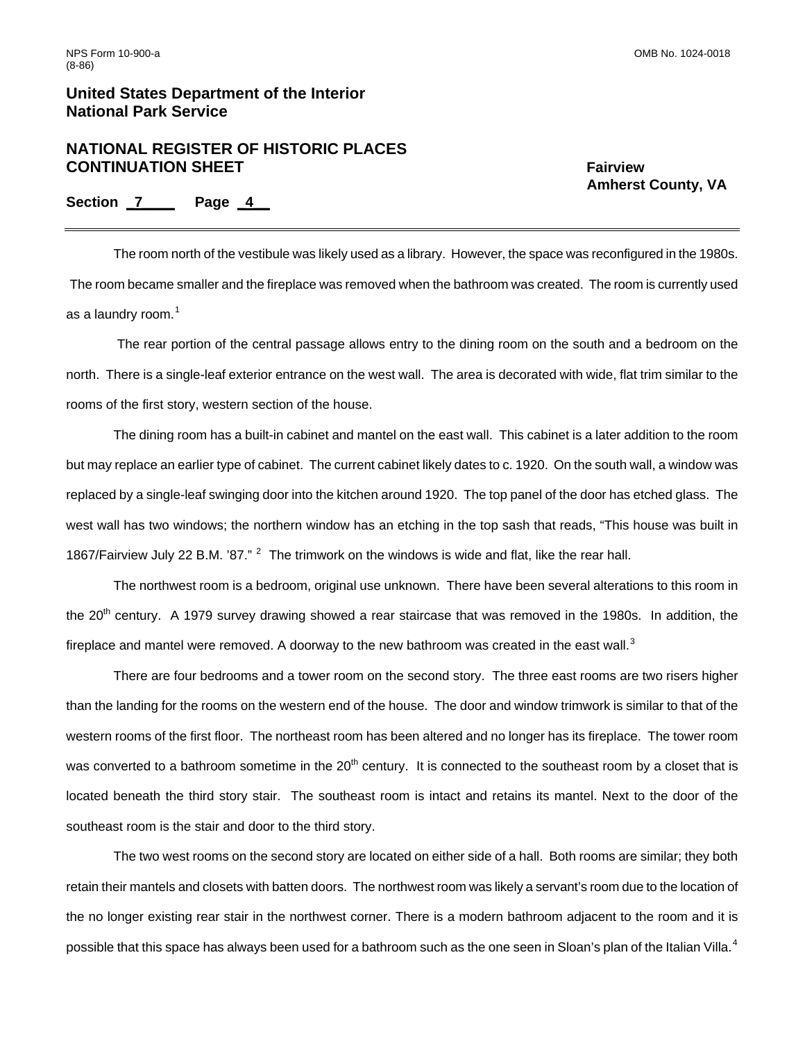The room north of the vestibule was likely used as a library. However, the space was reconfigured in the 1980s. The room became smaller and the fireplace was removed when the bathroom was created. The room is currently used as a laundry room.[1]

The rear portion of the central passage allows entry to the dining room on the south and a bedroom on the north. There is a single-leaf exterior entrance on the west wall. The area is decorated with wide, flat trim similar to the rooms of the first story, western section of the house.

The dining room has a built-in cabinet and mantel on the east wall. This cabinet is a later addition to the room but may replace an earlier type of cabinet. The current cabinet likely dates to c. 1920. On the south wall, a window was replaced by a single-leaf swinging door into the kitchen around 1920. The top panel of the door has etched glass. The west wall has two windows; the northern window has an etching in the top sash that reads, "This house was built in 1867/Fairview July 22 B.M. '87."[2] The trimwork on the windows is wide and flat, like the rear hall.

The northwest room is a bedroom, original use unknown. There have been several alterations to this room in the 20th century. A 1979 survey drawing showed a rear staircase that was removed in the 1980s. In addition, the fireplace and mantel were removed. A doorway to the new bathroom was created in the east wall.[3]

There are four bedrooms and a tower room on the second story. The three east rooms are two risers higher than the landing for the rooms on the western end of the house. The door and window trimwork is similar to that of the western rooms of the first floor. The northeast room has been altered and no longer has its fireplace. The tower room was converted to a bathroom sometime in the 20th century. It is connected to the southeast room by a closet that is located beneath the third story stair. The southeast room is intact and retains its mantel. Next to the door of the southeast room is the stair and door to the third story.

The two west rooms on the second story are located on either side of a hall. Both rooms are similar; they both retain their mantels and closets with batten doors. The northwest room was likely a servant's room due to the location of the no longer existing rear stair in the northwest corner. There is a modern bathroom adjacent to the room and it is possible that this space has always been used for a bathroom such as the one seen in Sloan's plan of the Italian Villa.[4]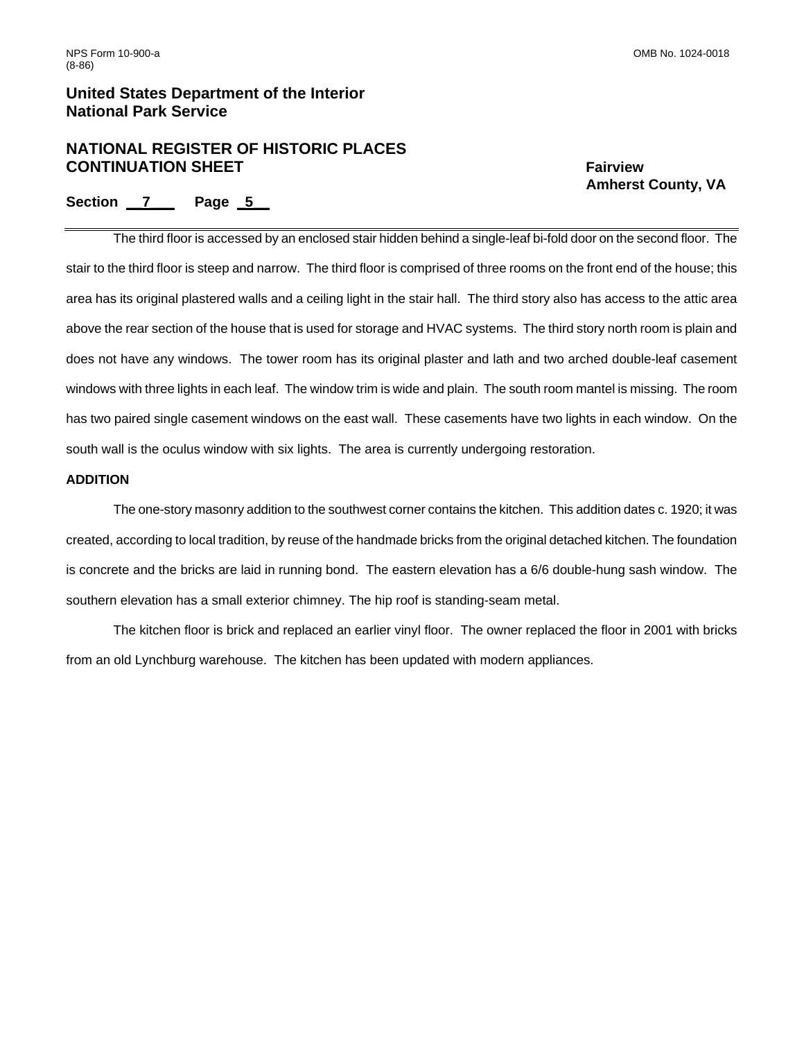The third floor is accessed by an enclosed stair hidden behind a single-leaf bi-fold door on the second floor. The stair to the third floor is steep and narrow. The third floor is comprised of three rooms on the front end of the house; this area has its original plastered walls and a ceiling light in the stair hall. The third story also has access to the attic area above the rear section of the house that is used for storage and HVAC systems. The third story north room is plain and does not have any windows. The tower room has its original plaster and lath and two arched double-leaf casement windows with three lights in each leaf. The window trim is wide and plain. The south room mantel is missing. The room has two paired single casement windows on the east wall. These casements have two lights in each window. On the south wall is the oculus window with six lights. The area is currently undergoing restoration.

**ADDITION**

The one-story masonry addition to the southwest corner contains the kitchen. This addition dates c. 1920; it was created, according to local tradition, by reuse of the handmade bricks from the original detached kitchen. The foundation is concrete and the bricks are laid in running bond. The eastern elevation has a 6/6 double-hung sash window. The southern elevation has a small exterior chimney. The hip roof is standing-seam metal.

The kitchen floor is brick and replaced an earlier vinyl floor. The owner replaced the floor in 2001 with bricks from an old Lynchburg warehouse. The kitchen has been updated with modern appliances.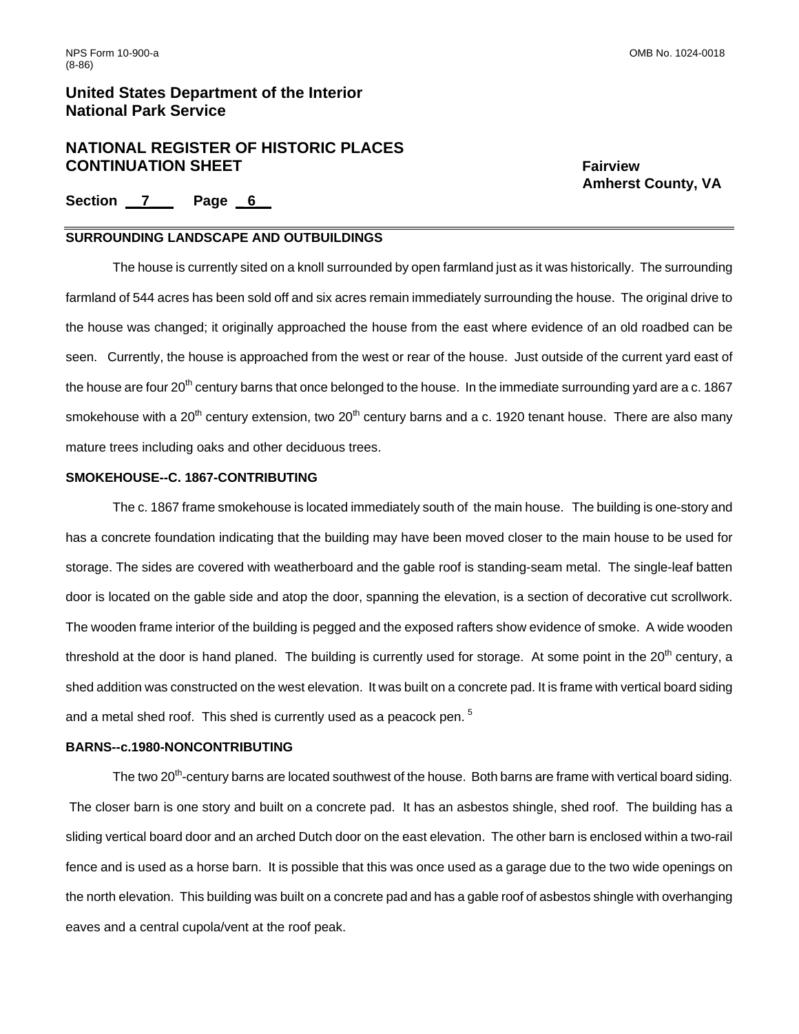## SURROUNDING LANDSCAPE AND OUTBUILDINGS

The house is currently sited on a knoll surrounded by open farmland just as it was historically. The surrounding farmland of 544 acres has been sold off and six acres remain immediately surrounding the house. The original drive to the house was changed; it originally approached the house from the east where evidence of an old roadbed can be seen. Currently, the house is approached from the west or rear of the house. Just outside of the current yard east of the house are four 20th century barns that once belonged to the house. In the immediate surrounding yard are a c. 1867 smokehouse with a 20th century extension, two 20th century barns and a c. 1920 tenant house. There are also many mature trees including oaks and other deciduous trees.

## SMOKEHOUSE--C. 1867-CONTRIBUTING

The c. 1867 frame smokehouse is located immediately south of the main house. The building is one-story and has a concrete foundation indicating that the building may have been moved closer to the main house to be used for storage. The sides are covered with weatherboard and the gable roof is standing-seam metal. The single-leaf batten door is located on the gable side and atop the door, spanning the elevation, is a section of decorative cut scrollwork. The wooden frame interior of the building is pegged and the exposed rafters show evidence of smoke. A wide wooden threshold at the door is hand planed. The building is currently used for storage. At some point in the 20th century, a shed addition was constructed on the west elevation. It was built on a concrete pad. It is frame with vertical board siding and a metal shed roof. This shed is currently used as a peacock pen. [5]

## BARNS--c.1980-NONCONTRIBUTING

The two 20th-century barns are located southwest of the house. Both barns are frame with vertical board siding. The closer barn is one story and built on a concrete pad. It has an asbestos shingle, shed roof. The building has a sliding vertical board door and an arched Dutch door on the east elevation. The other barn is enclosed within a two-rail fence and is used as a horse barn. It is possible that this was once used as a garage due to the two wide openings on the north elevation. This building was built on a concrete pad and has a gable roof of asbestos shingle with overhanging eaves and a central cupola/vent at the roof peak.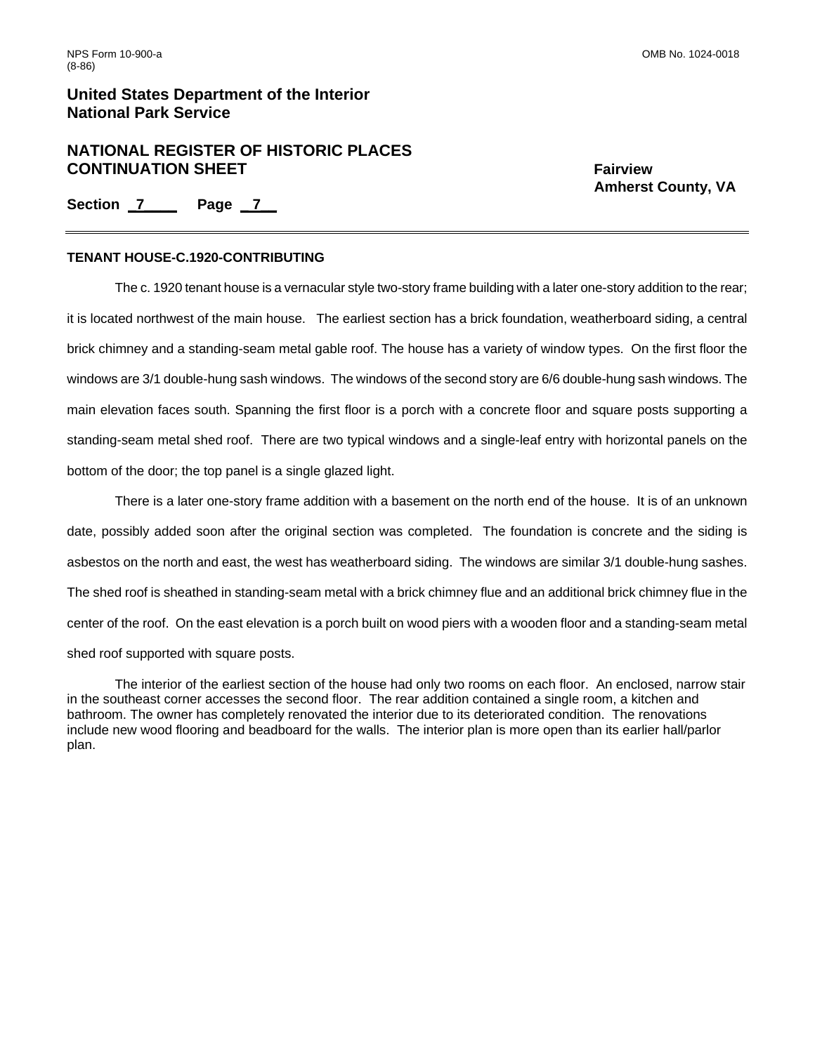### TENANT HOUSE-C.1920-CONTRIBUTING

The c. 1920 tenant house is a vernacular style two-story frame building with a later one-story addition to the rear; it is located northwest of the main house. The earliest section has a brick foundation, weatherboard siding, a central brick chimney and a standing-seam metal gable roof. The house has a variety of window types. On the first floor the windows are 3/1 double-hung sash windows. The windows of the second story are 6/6 double-hung sash windows. The main elevation faces south. Spanning the first floor is a porch with a concrete floor and square posts supporting a standing-seam metal shed roof. There are two typical windows and a single-leaf entry with horizontal panels on the bottom of the door; the top panel is a single glazed light.

There is a later one-story frame addition with a basement on the north end of the house. It is of an unknown date, possibly added soon after the original section was completed. The foundation is concrete and the siding is asbestos on the north and east, the west has weatherboard siding. The windows are similar 3/1 double-hung sashes. The shed roof is sheathed in standing-seam metal with a brick chimney flue and an additional brick chimney flue in the center of the roof. On the east elevation is a porch built on wood piers with a wooden floor and a standing-seam metal shed roof supported with square posts.

The interior of the earliest section of the house had only two rooms on each floor. An enclosed, narrow stair in the southeast corner accesses the second floor. The rear addition contained a single room, a kitchen and bathroom. The owner has completely renovated the interior due to its deteriorated condition. The renovations include new wood flooring and beadboard for the walls. The interior plan is more open than its earlier hall/parlor plan.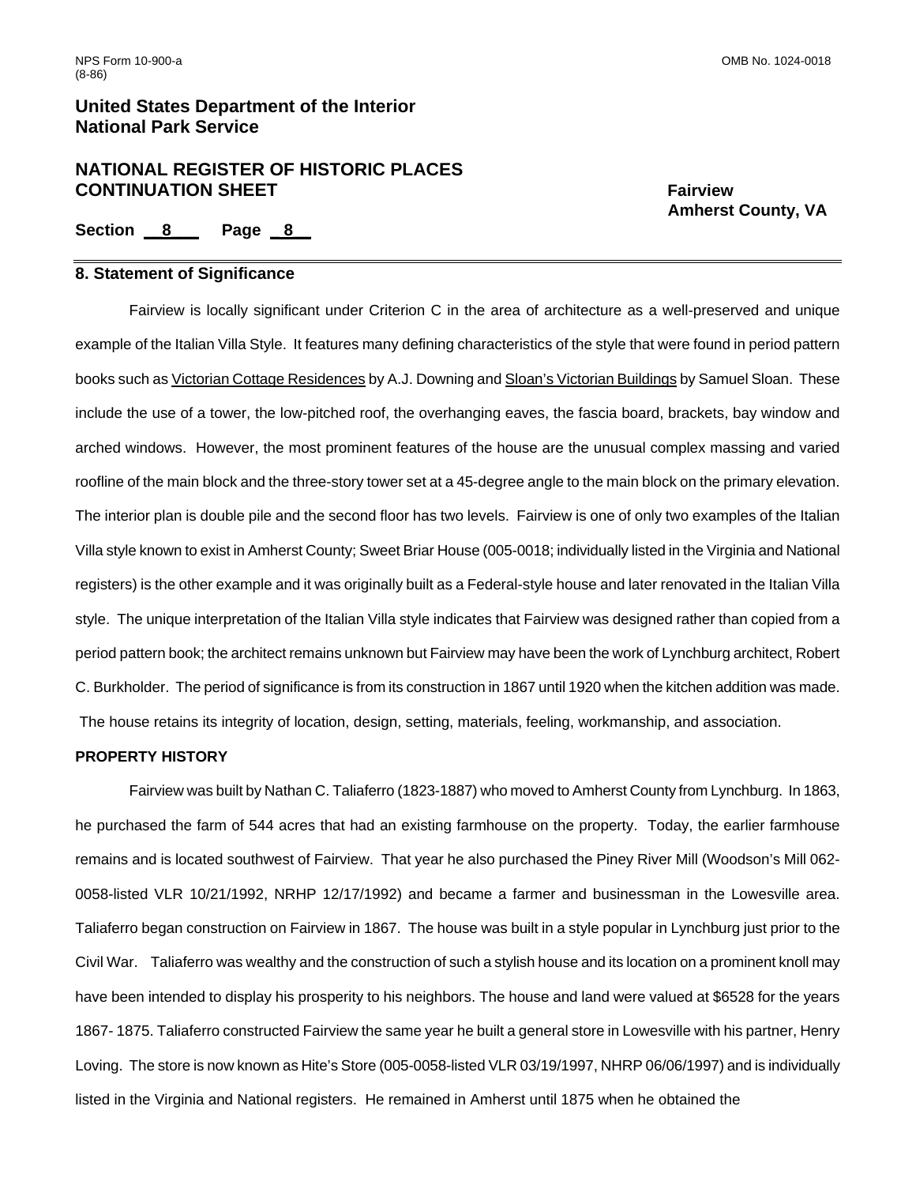## 8. Statement of Significance

Fairview is locally significant under Criterion C in the area of architecture as a well-preserved and unique example of the Italian Villa Style. It features many defining characteristics of the style that were found in period pattern books such as Victorian Cottage Residences by A.J. Downing and Sloan's Victorian Buildings by Samuel Sloan. These include the use of a tower, the low-pitched roof, the overhanging eaves, the fascia board, brackets, bay window and arched windows. However, the most prominent features of the house are the unusual complex massing and varied roofline of the main block and the three-story tower set at a 45-degree angle to the main block on the primary elevation. The interior plan is double pile and the second floor has two levels. Fairview is one of only two examples of the Italian Villa style known to exist in Amherst County; Sweet Briar House (005-0018; individually listed in the Virginia and National registers) is the other example and it was originally built as a Federal-style house and later renovated in the Italian Villa style. The unique interpretation of the Italian Villa style indicates that Fairview was designed rather than copied from a period pattern book; the architect remains unknown but Fairview may have been the work of Lynchburg architect, Robert C. Burkholder. The period of significance is from its construction in 1867 until 1920 when the kitchen addition was made. The house retains its integrity of location, design, setting, materials, feeling, workmanship, and association.

### PROPERTY HISTORY

Fairview was built by Nathan C. Taliaferro (1823-1887) who moved to Amherst County from Lynchburg. In 1863, he purchased the farm of 544 acres that had an existing farmhouse on the property. Today, the earlier farmhouse remains and is located southwest of Fairview. That year he also purchased the Piney River Mill (Woodson's Mill 062-0058-listed VLR 10/21/1992, NRHP 12/17/1992) and became a farmer and businessman in the Lowesville area. Taliaferro began construction on Fairview in 1867. The house was built in a style popular in Lynchburg just prior to the Civil War. Taliaferro was wealthy and the construction of such a stylish house and its location on a prominent knoll may have been intended to display his prosperity to his neighbors. The house and land were valued at $6528 for the years 1867- 1875. Taliaferro constructed Fairview the same year he built a general store in Lowesville with his partner, Henry Loving. The store is now known as Hite's Store (005-0058-listed VLR 03/19/1997, NHRP 06/06/1997) and is individually listed in the Virginia and National registers. He remained in Amherst until 1875 when he obtained the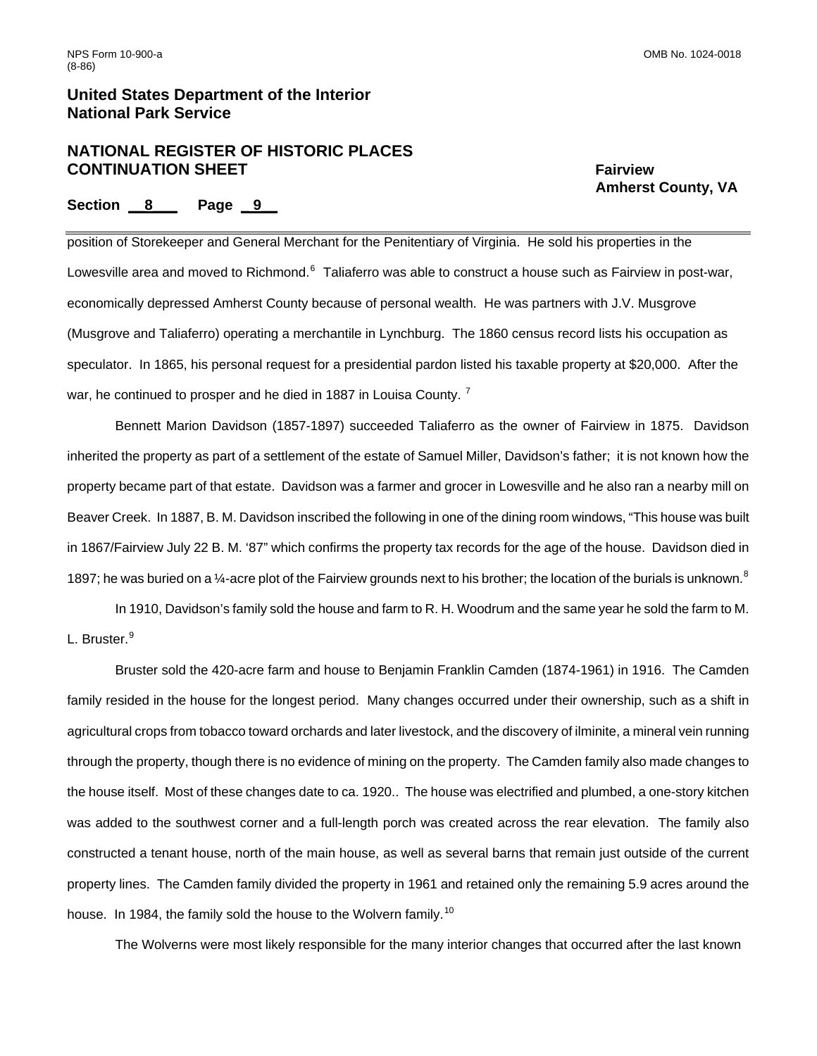position of Storekeeper and General Merchant for the Penitentiary of Virginia. He sold his properties in the Lowesville area and moved to Richmond.[6] Taliaferro was able to construct a house such as Fairview in post-war, economically depressed Amherst County because of personal wealth. He was partners with J.V. Musgrove (Musgrove and Taliaferro) operating a merchantile in Lynchburg. The 1860 census record lists his occupation as speculator. In 1865, his personal request for a presidential pardon listed his taxable property at $20,000. After the war, he continued to prosper and he died in 1887 in Louisa County.[7]

Bennett Marion Davidson (1857-1897) succeeded Taliaferro as the owner of Fairview in 1875. Davidson inherited the property as part of a settlement of the estate of Samuel Miller, Davidson's father; it is not known how the property became part of that estate. Davidson was a farmer and grocer in Lowesville and he also ran a nearby mill on Beaver Creek. In 1887, B. M. Davidson inscribed the following in one of the dining room windows, "This house was built in 1867/Fairview July 22 B. M. '87" which confirms the property tax records for the age of the house. Davidson died in 1897; he was buried on a ¼-acre plot of the Fairview grounds next to his brother; the location of the burials is unknown.[8]

In 1910, Davidson's family sold the house and farm to R. H. Woodrum and the same year he sold the farm to M. L. Bruster.[9]

Bruster sold the 420-acre farm and house to Benjamin Franklin Camden (1874-1961) in 1916. The Camden family resided in the house for the longest period. Many changes occurred under their ownership, such as a shift in agricultural crops from tobacco toward orchards and later livestock, and the discovery of ilminite, a mineral vein running through the property, though there is no evidence of mining on the property. The Camden family also made changes to the house itself. Most of these changes date to ca. 1920.. The house was electrified and plumbed, a one-story kitchen was added to the southwest corner and a full-length porch was created across the rear elevation. The family also constructed a tenant house, north of the main house, as well as several barns that remain just outside of the current property lines. The Camden family divided the property in 1961 and retained only the remaining 5.9 acres around the house. In 1984, the family sold the house to the Wolvern family.[10]

The Wolverns were most likely responsible for the many interior changes that occurred after the last known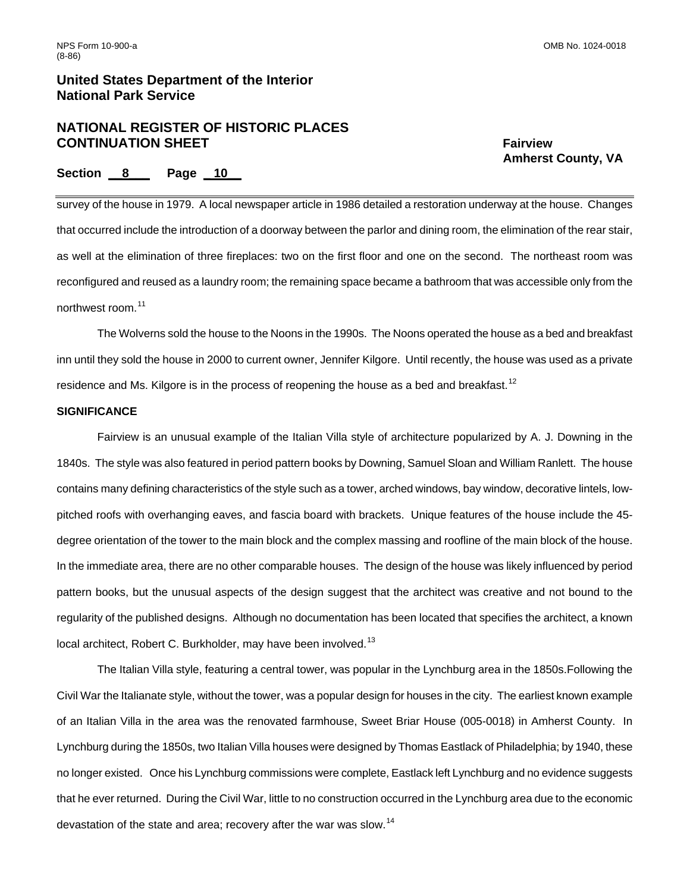survey of the house in 1979. A local newspaper article in 1986 detailed a restoration underway at the house. Changes that occurred include the introduction of a doorway between the parlor and dining room, the elimination of the rear stair, as well at the elimination of three fireplaces: two on the first floor and one on the second. The northeast room was reconfigured and reused as a laundry room; the remaining space became a bathroom that was accessible only from the northwest room.[11]

The Wolverns sold the house to the Noons in the 1990s. The Noons operated the house as a bed and breakfast inn until they sold the house in 2000 to current owner, Jennifer Kilgore. Until recently, the house was used as a private residence and Ms. Kilgore is in the process of reopening the house as a bed and breakfast.[12]

**SIGNIFICANCE**

Fairview is an unusual example of the Italian Villa style of architecture popularized by A. J. Downing in the 1840s. The style was also featured in period pattern books by Downing, Samuel Sloan and William Ranlett. The house contains many defining characteristics of the style such as a tower, arched windows, bay window, decorative lintels, low-pitched roofs with overhanging eaves, and fascia board with brackets. Unique features of the house include the 45-degree orientation of the tower to the main block and the complex massing and roofline of the main block of the house. In the immediate area, there are no other comparable houses. The design of the house was likely influenced by period pattern books, but the unusual aspects of the design suggest that the architect was creative and not bound to the regularity of the published designs. Although no documentation has been located that specifies the architect, a known local architect, Robert C. Burkholder, may have been involved.[13]

The Italian Villa style, featuring a central tower, was popular in the Lynchburg area in the 1850s.Following the Civil War the Italianate style, without the tower, was a popular design for houses in the city. The earliest known example of an Italian Villa in the area was the renovated farmhouse, Sweet Briar House (005-0018) in Amherst County. In Lynchburg during the 1850s, two Italian Villa houses were designed by Thomas Eastlack of Philadelphia; by 1940, these no longer existed. Once his Lynchburg commissions were complete, Eastlack left Lynchburg and no evidence suggests that he ever returned. During the Civil War, little to no construction occurred in the Lynchburg area due to the economic devastation of the state and area; recovery after the war was slow.[14]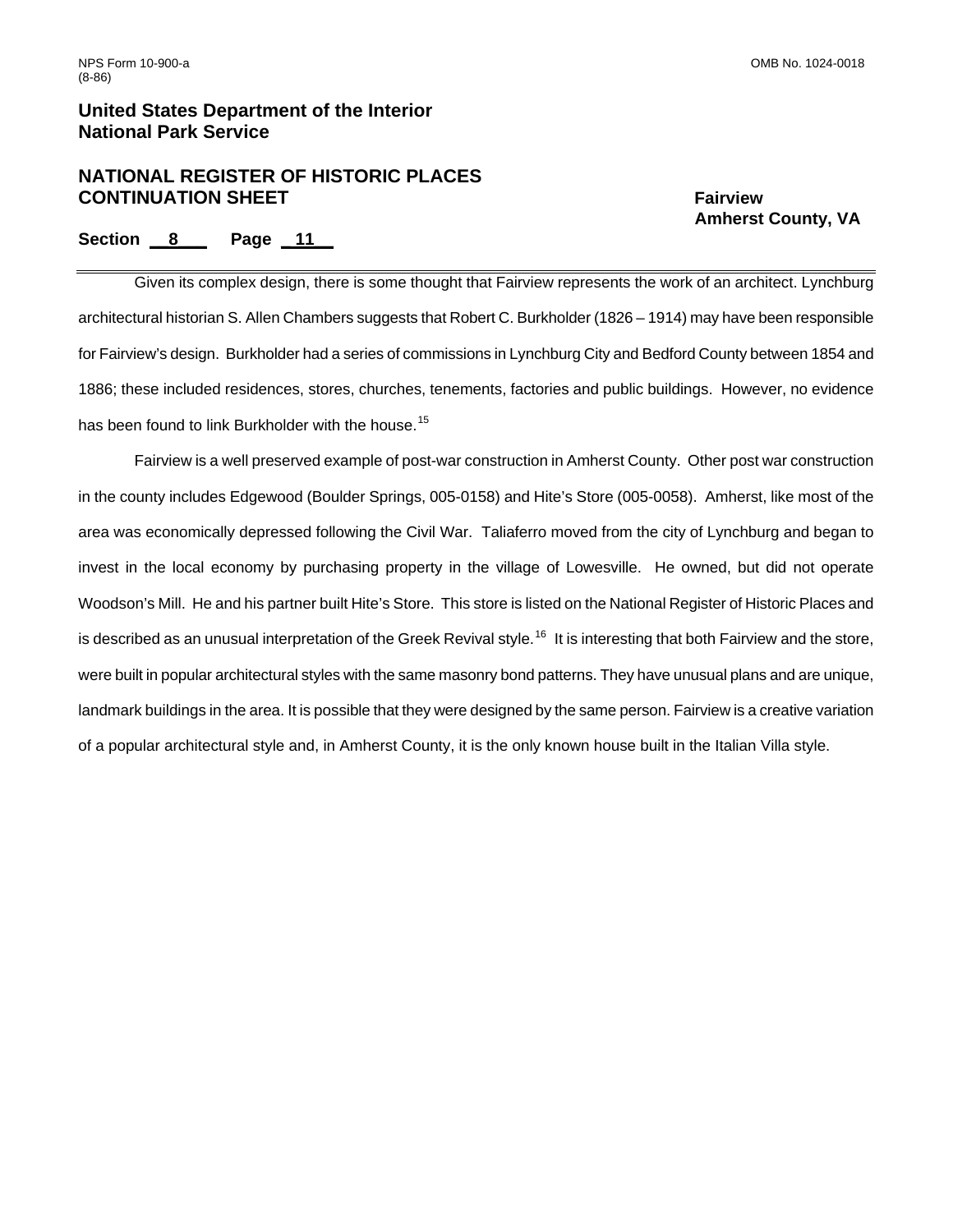Given its complex design, there is some thought that Fairview represents the work of an architect. Lynchburg architectural historian S. Allen Chambers suggests that Robert C. Burkholder (1826 – 1914) may have been responsible for Fairview's design. Burkholder had a series of commissions in Lynchburg City and Bedford County between 1854 and 1886; these included residences, stores, churches, tenements, factories and public buildings. However, no evidence has been found to link Burkholder with the house.[15]

Fairview is a well preserved example of post-war construction in Amherst County. Other post war construction in the county includes Edgewood (Boulder Springs, 005-0158) and Hite's Store (005-0058). Amherst, like most of the area was economically depressed following the Civil War. Taliaferro moved from the city of Lynchburg and began to invest in the local economy by purchasing property in the village of Lowesville. He owned, but did not operate Woodson's Mill. He and his partner built Hite's Store. This store is listed on the National Register of Historic Places and is described as an unusual interpretation of the Greek Revival style.[16] It is interesting that both Fairview and the store, were built in popular architectural styles with the same masonry bond patterns. They have unusual plans and are unique, landmark buildings in the area. It is possible that they were designed by the same person. Fairview is a creative variation of a popular architectural style and, in Amherst County, it is the only known house built in the Italian Villa style.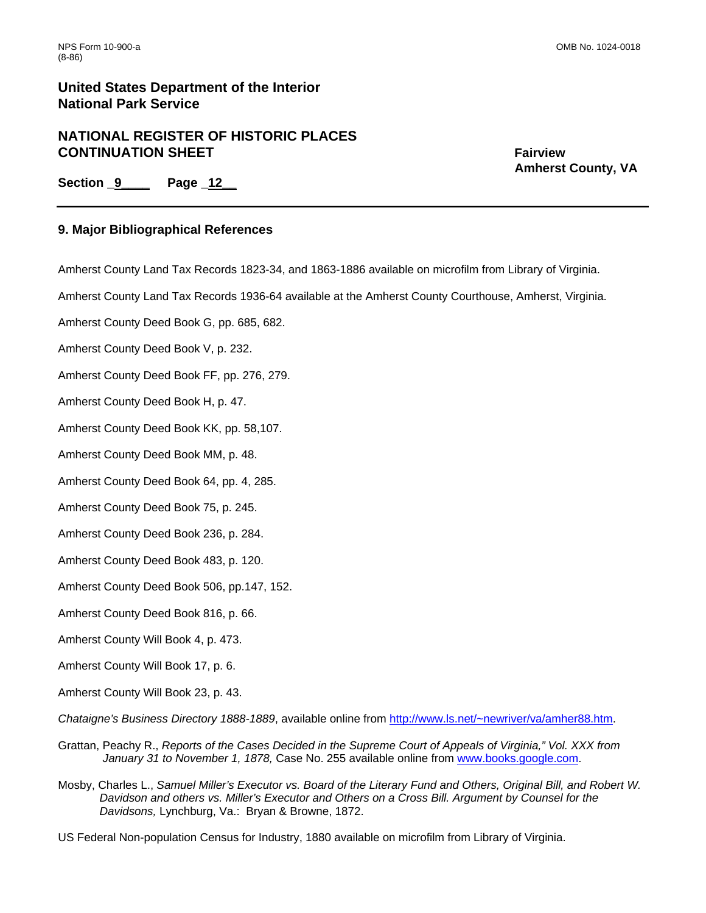## 9. Major Bibliographical References

Amherst County Land Tax Records 1823-34, and 1863-1886 available on microfilm from Library of Virginia.

Amherst County Land Tax Records 1936-64 available at the Amherst County Courthouse, Amherst, Virginia.

Amherst County Deed Book G, pp. 685, 682.

Amherst County Deed Book V, p. 232.

Amherst County Deed Book FF, pp. 276, 279.

Amherst County Deed Book H, p. 47.

Amherst County Deed Book KK, pp. 58,107.

Amherst County Deed Book MM, p. 48.

Amherst County Deed Book 64, pp. 4, 285.

Amherst County Deed Book 75, p. 245.

Amherst County Deed Book 236, p. 284.

Amherst County Deed Book 483, p. 120.

Amherst County Deed Book 506, pp.147, 152.

Amherst County Deed Book 816, p. 66.

Amherst County Will Book 4, p. 473.

Amherst County Will Book 17, p. 6.

Amherst County Will Book 23, p. 43.

*Chataigne's Business Directory 1888-1889*, available online from http://www.ls.net/~newriver/va/amher88.htm.

Grattan, Peachy R., *Reports of the Cases Decided in the Supreme Court of Appeals of Virginia," Vol. XXX from January 31 to November 1, 1878,* Case No. 255 available online from www.books.google.com.

Mosby, Charles L., *Samuel Miller's Executor vs. Board of the Literary Fund and Others, Original Bill, and Robert W. Davidson and others vs. Miller's Executor and Others on a Cross Bill. Argument by Counsel for the Davidsons,* Lynchburg, Va.: Bryan & Browne, 1872.

US Federal Non-population Census for Industry, 1880 available on microfilm from Library of Virginia.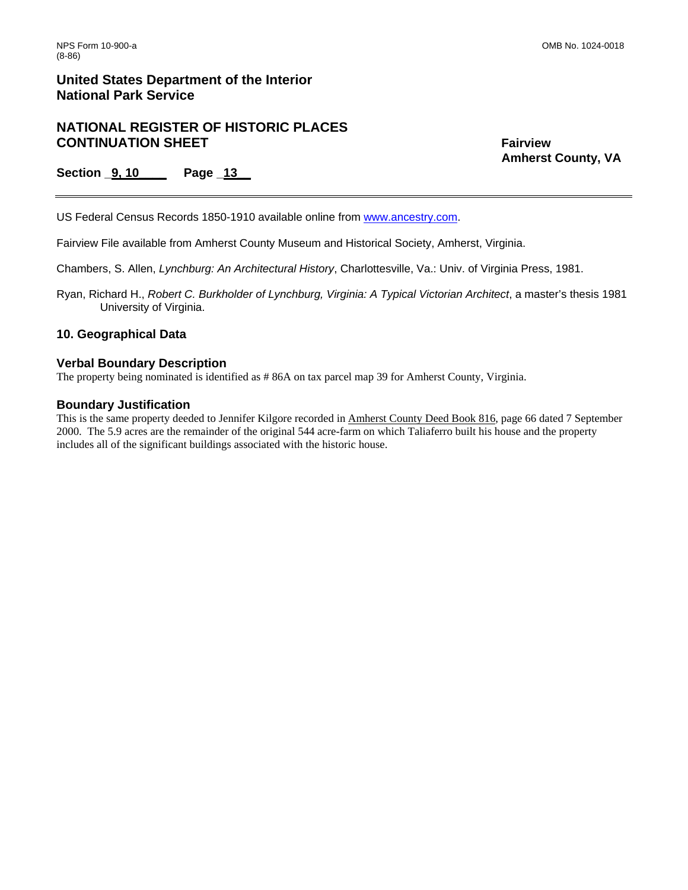US Federal Census Records 1850-1910 available online from www.ancestry.com.

Fairview File available from Amherst County Museum and Historical Society, Amherst, Virginia.

Chambers, S. Allen, *Lynchburg: An Architectural History*, Charlottesville, Va.: Univ. of Virginia Press, 1981.

Ryan, Richard H., *Robert C. Burkholder of Lynchburg, Virginia: A Typical Victorian Architect*, a master's thesis 1981 University of Virginia.

## 10. Geographical Data

### Verbal Boundary Description

The property being nominated is identified as # 86A on tax parcel map 39 for Amherst County, Virginia.

### Boundary Justification

This is the same property deeded to Jennifer Kilgore recorded in Amherst County Deed Book 816, page 66 dated 7 September 2000. The 5.9 acres are the remainder of the original 544 acre-farm on which Taliaferro built his house and the property includes all of the significant buildings associated with the historic house.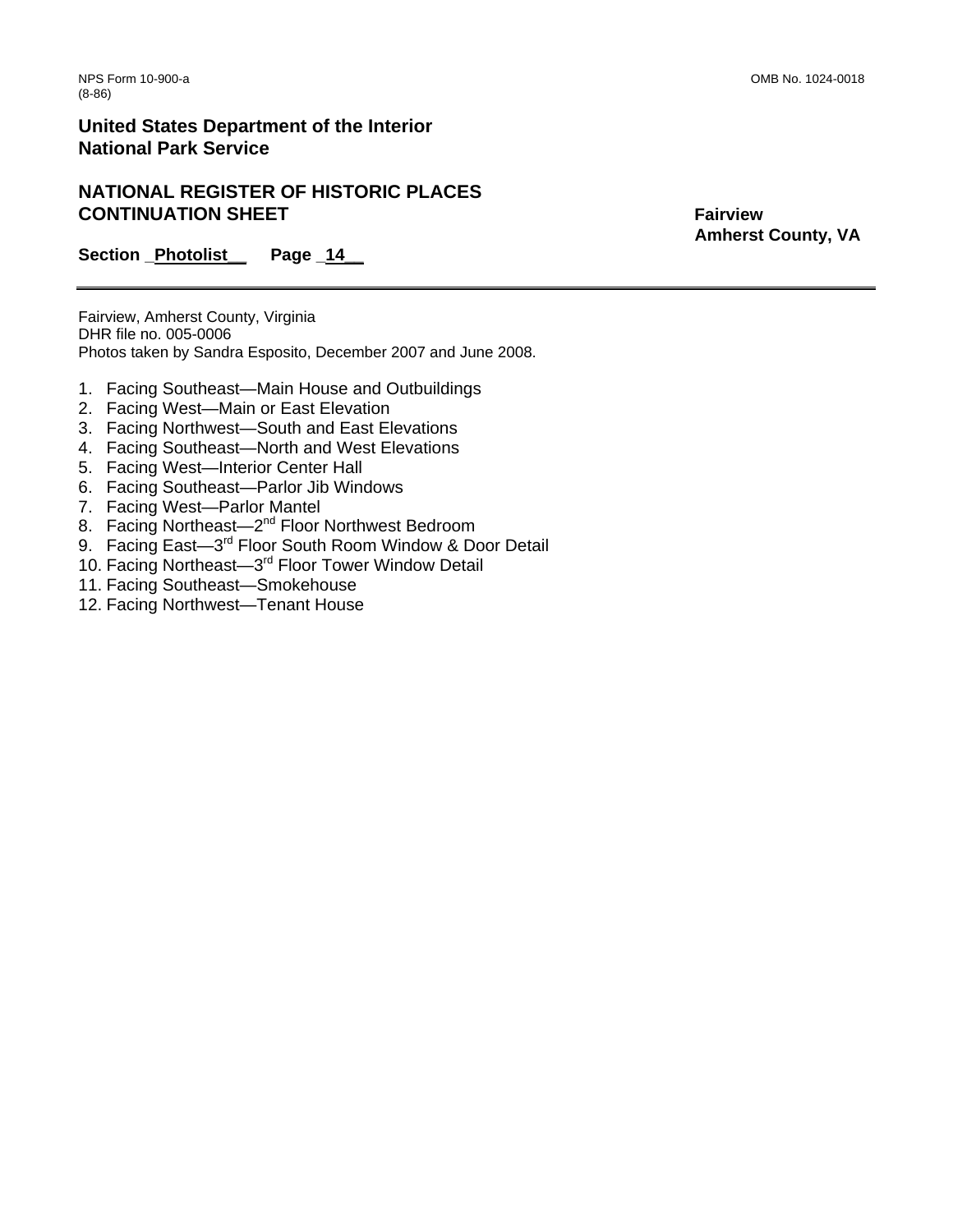NPS Form 10-900-a
(8-86)

OMB No. 1024-0018

**United States Department of the Interior**
**National Park Service**

## NATIONAL REGISTER OF HISTORIC PLACES CONTINUATION SHEET

**Fairview**
**Amherst County, VA**

**Section _Photolist__ Page _14__**

---

Fairview, Amherst County, Virginia
DHR file no. 005-0006
Photos taken by Sandra Esposito, December 2007 and June 2008.

1. Facing Southeast—Main House and Outbuildings
2. Facing West—Main or East Elevation
3. Facing Northwest—South and East Elevations
4. Facing Southeast—North and West Elevations
5. Facing West—Interior Center Hall
6. Facing Southeast—Parlor Jib Windows
7. Facing West—Parlor Mantel
8. Facing Northeast—2nd Floor Northwest Bedroom
9. Facing East—3rd Floor South Room Window & Door Detail
10. Facing Northeast—3rd Floor Tower Window Detail
11. Facing Southeast—Smokehouse
12. Facing Northwest—Tenant House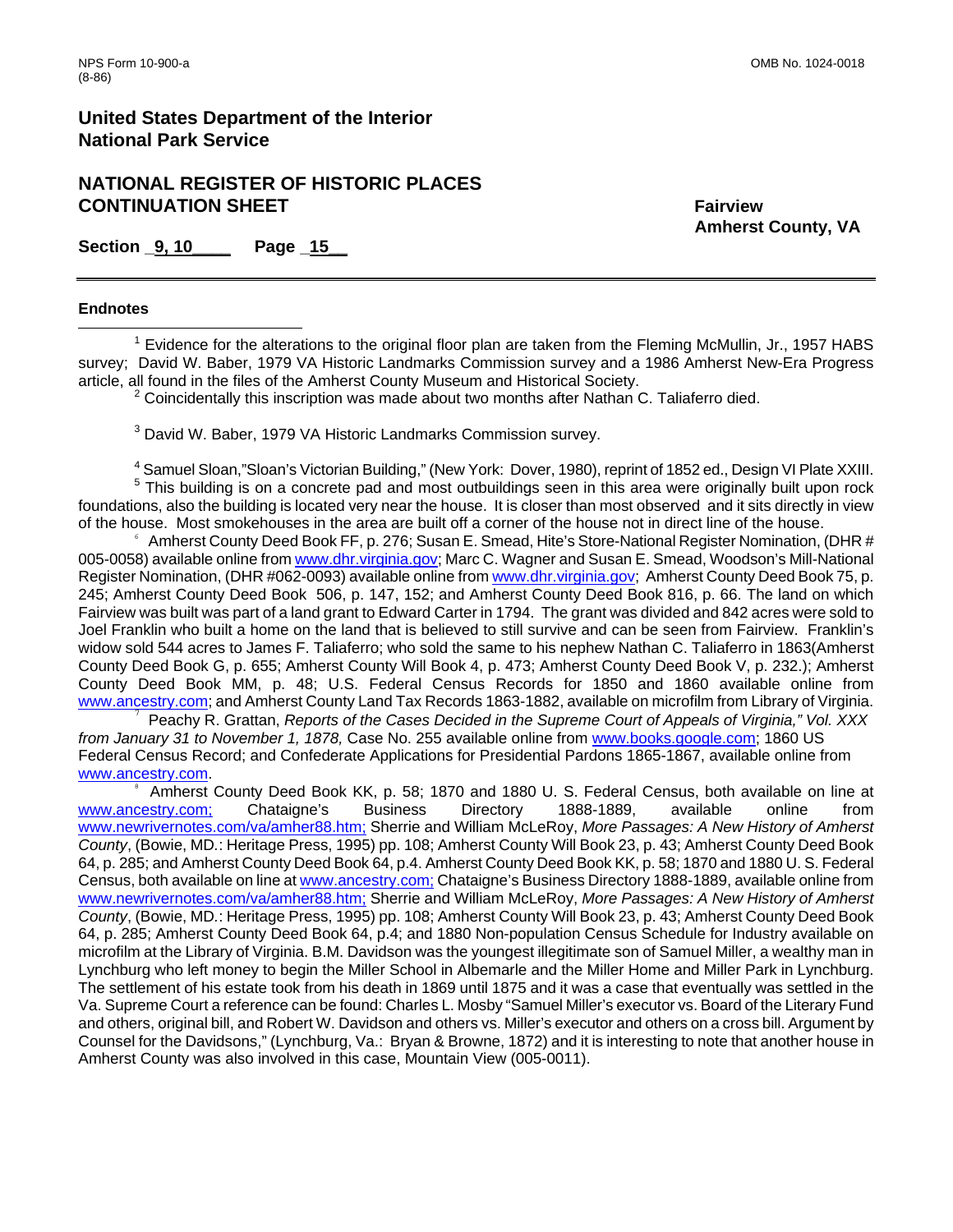**United States Department of the Interior**
**National Park Service**

**NATIONAL REGISTER OF HISTORIC PLACES**
**CONTINUATION SHEET**

**Fairview**
**Amherst County, VA**

**Section _9, 10____ Page _15__**

## Endnotes

[1] Evidence for the alterations to the original floor plan are taken from the Fleming McMullin, Jr., 1957 HABS survey; David W. Baber, 1979 VA Historic Landmarks Commission survey and a 1986 Amherst New-Era Progress article, all found in the files of the Amherst County Museum and Historical Society.

[2] Coincidentally this inscription was made about two months after Nathan C. Taliaferro died.

[3] David W. Baber, 1979 VA Historic Landmarks Commission survey.

[4] Samuel Sloan,"Sloan's Victorian Building," (New York: Dover, 1980), reprint of 1852 ed., Design VI Plate XXIII.

[5] This building is on a concrete pad and most outbuildings seen in this area were originally built upon rock foundations, also the building is located very near the house. It is closer than most observed and it sits directly in view of the house. Most smokehouses in the area are built off a corner of the house not in direct line of the house.

[6] Amherst County Deed Book FF, p. 276; Susan E. Smead, Hite's Store-National Register Nomination, (DHR # 005-0058) available online from www.dhr.virginia.gov; Marc C. Wagner and Susan E. Smead, Woodson's Mill-National Register Nomination, (DHR #062-0093) available online from www.dhr.virginia.gov; Amherst County Deed Book 75, p. 245; Amherst County Deed Book 506, p. 147, 152; and Amherst County Deed Book 816, p. 66. The land on which Fairview was built was part of a land grant to Edward Carter in 1794. The grant was divided and 842 acres were sold to Joel Franklin who built a home on the land that is believed to still survive and can be seen from Fairview. Franklin's widow sold 544 acres to James F. Taliaferro; who sold the same to his nephew Nathan C. Taliaferro in 1863(Amherst County Deed Book G, p. 655; Amherst County Will Book 4, p. 473; Amherst County Deed Book V, p. 232.); Amherst County Deed Book MM, p. 48; U.S. Federal Census Records for 1850 and 1860 available online from www.ancestry.com; and Amherst County Land Tax Records 1863-1882, available on microfilm from Library of Virginia.

[7] Peachy R. Grattan, *Reports of the Cases Decided in the Supreme Court of Appeals of Virginia," Vol. XXX from January 31 to November 1, 1878,* Case No. 255 available online from www.books.google.com; 1860 US Federal Census Record; and Confederate Applications for Presidential Pardons 1865-1867, available online from www.ancestry.com.

[8] Amherst County Deed Book KK, p. 58; 1870 and 1880 U. S. Federal Census, both available on line at www.ancestry.com; Chataigne's Business Directory 1888-1889, available online from www.newrivernotes.com/va/amher88.htm; Sherrie and William McLeRoy, *More Passages: A New History of Amherst County*, (Bowie, MD.: Heritage Press, 1995) pp. 108; Amherst County Will Book 23, p. 43; Amherst County Deed Book 64, p. 285; and Amherst County Deed Book 64, p.4. Amherst County Deed Book KK, p. 58; 1870 and 1880 U. S. Federal Census, both available on line at www.ancestry.com; Chataigne's Business Directory 1888-1889, available online from www.newrivernotes.com/va/amher88.htm; Sherrie and William McLeRoy, *More Passages: A New History of Amherst County*, (Bowie, MD.: Heritage Press, 1995) pp. 108; Amherst County Will Book 23, p. 43; Amherst County Deed Book 64, p. 285; Amherst County Deed Book 64, p.4; and 1880 Non-population Census Schedule for Industry available on microfilm at the Library of Virginia. B.M. Davidson was the youngest illegitimate son of Samuel Miller, a wealthy man in Lynchburg who left money to begin the Miller School in Albemarle and the Miller Home and Miller Park in Lynchburg. The settlement of his estate took from his death in 1869 until 1875 and it was a case that eventually was settled in the Va. Supreme Court a reference can be found: Charles L. Mosby "Samuel Miller's executor vs. Board of the Literary Fund and others, original bill, and Robert W. Davidson and others vs. Miller's executor and others on a cross bill. Argument by Counsel for the Davidsons," (Lynchburg, Va.: Bryan & Browne, 1872) and it is interesting to note that another house in Amherst County was also involved in this case, Mountain View (005-0011).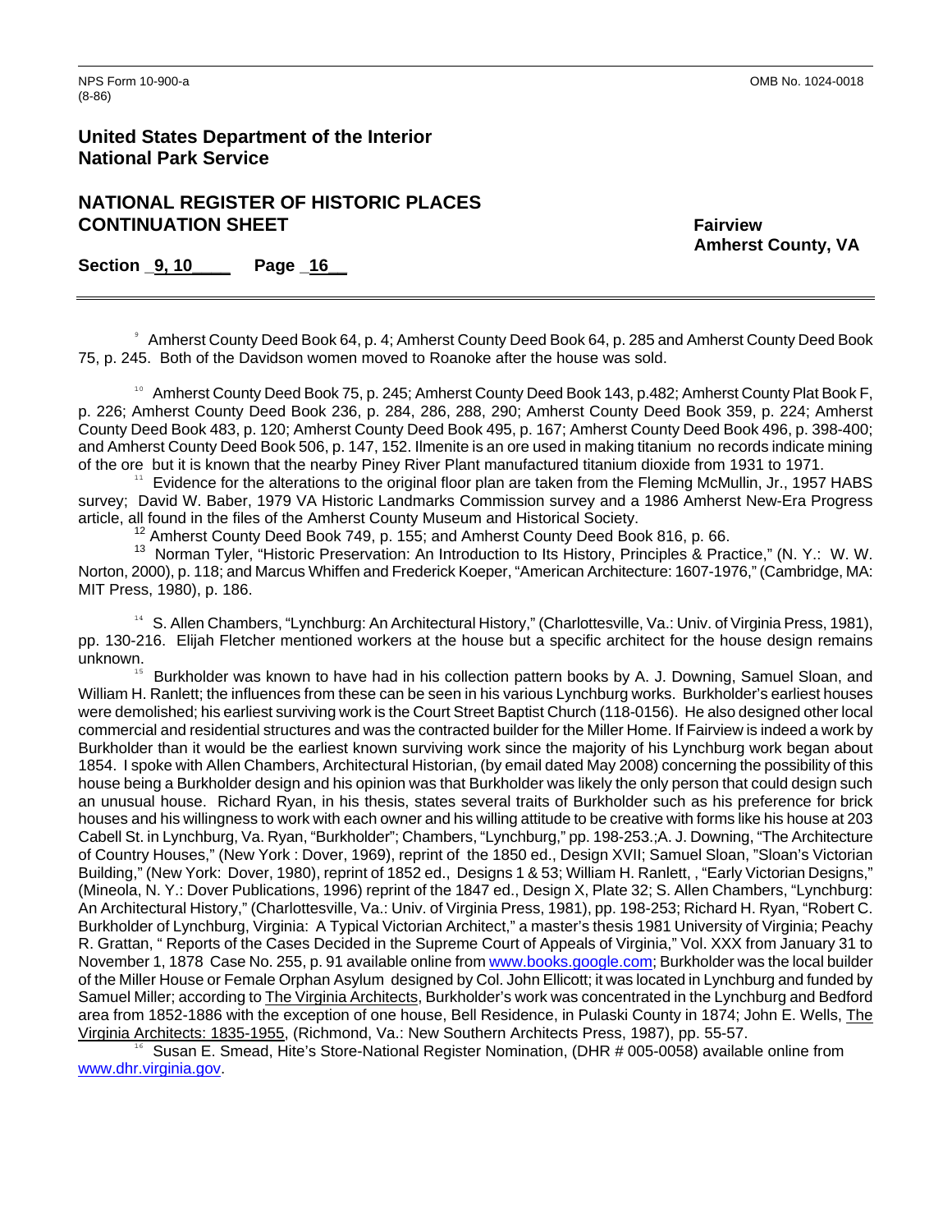**United States Department of the Interior**
**National Park Service**

## NATIONAL REGISTER OF HISTORIC PLACES CONTINUATION SHEET

**Fairview**
**Amherst County, VA**

**Section _9, 10____ Page _16__**

[9] Amherst County Deed Book 64, p. 4; Amherst County Deed Book 64, p. 285 and Amherst County Deed Book 75, p. 245. Both of the Davidson women moved to Roanoke after the house was sold.

[10] Amherst County Deed Book 75, p. 245; Amherst County Deed Book 143, p.482; Amherst County Plat Book F, p. 226; Amherst County Deed Book 236, p. 284, 286, 288, 290; Amherst County Deed Book 359, p. 224; Amherst County Deed Book 483, p. 120; Amherst County Deed Book 495, p. 167; Amherst County Deed Book 496, p. 398-400; and Amherst County Deed Book 506, p. 147, 152. Ilmenite is an ore used in making titanium no records indicate mining of the ore but it is known that the nearby Piney River Plant manufactured titanium dioxide from 1931 to 1971.

[11] Evidence for the alterations to the original floor plan are taken from the Fleming McMullin, Jr., 1957 HABS survey; David W. Baber, 1979 VA Historic Landmarks Commission survey and a 1986 Amherst New-Era Progress article, all found in the files of the Amherst County Museum and Historical Society.

[12] Amherst County Deed Book 749, p. 155; and Amherst County Deed Book 816, p. 66.

[13] Norman Tyler, "Historic Preservation: An Introduction to Its History, Principles & Practice," (N. Y.: W. W. Norton, 2000), p. 118; and Marcus Whiffen and Frederick Koeper, "American Architecture: 1607-1976," (Cambridge, MA: MIT Press, 1980), p. 186.

[14] S. Allen Chambers, "Lynchburg: An Architectural History," (Charlottesville, Va.: Univ. of Virginia Press, 1981), pp. 130-216. Elijah Fletcher mentioned workers at the house but a specific architect for the house design remains unknown.

[15] Burkholder was known to have had in his collection pattern books by A. J. Downing, Samuel Sloan, and William H. Ranlett; the influences from these can be seen in his various Lynchburg works. Burkholder's earliest houses were demolished; his earliest surviving work is the Court Street Baptist Church (118-0156). He also designed other local commercial and residential structures and was the contracted builder for the Miller Home. If Fairview is indeed a work by Burkholder than it would be the earliest known surviving work since the majority of his Lynchburg work began about 1854. I spoke with Allen Chambers, Architectural Historian, (by email dated May 2008) concerning the possibility of this house being a Burkholder design and his opinion was that Burkholder was likely the only person that could design such an unusual house. Richard Ryan, in his thesis, states several traits of Burkholder such as his preference for brick houses and his willingness to work with each owner and his willing attitude to be creative with forms like his house at 203 Cabell St. in Lynchburg, Va. Ryan, "Burkholder"; Chambers, "Lynchburg," pp. 198-253.;A. J. Downing, "The Architecture of Country Houses," (New York : Dover, 1969), reprint of the 1850 ed., Design XVII; Samuel Sloan, "Sloan's Victorian Building," (New York: Dover, 1980), reprint of 1852 ed., Designs 1 & 53; William H. Ranlett, , "Early Victorian Designs," (Mineola, N. Y.: Dover Publications, 1996) reprint of the 1847 ed., Design X, Plate 32; S. Allen Chambers, "Lynchburg: An Architectural History," (Charlottesville, Va.: Univ. of Virginia Press, 1981), pp. 198-253; Richard H. Ryan, "Robert C. Burkholder of Lynchburg, Virginia: A Typical Victorian Architect," a master's thesis 1981 University of Virginia; Peachy R. Grattan, " Reports of the Cases Decided in the Supreme Court of Appeals of Virginia," Vol. XXX from January 31 to November 1, 1878 Case No. 255, p. 91 available online from www.books.google.com; Burkholder was the local builder of the Miller House or Female Orphan Asylum designed by Col. John Ellicott; it was located in Lynchburg and funded by Samuel Miller; according to The Virginia Architects, Burkholder's work was concentrated in the Lynchburg and Bedford area from 1852-1886 with the exception of one house, Bell Residence, in Pulaski County in 1874; John E. Wells, The Virginia Architects: 1835-1955, (Richmond, Va.: New Southern Architects Press, 1987), pp. 55-57.

[16] Susan E. Smead, Hite's Store-National Register Nomination, (DHR # 005-0058) available online from www.dhr.virginia.gov.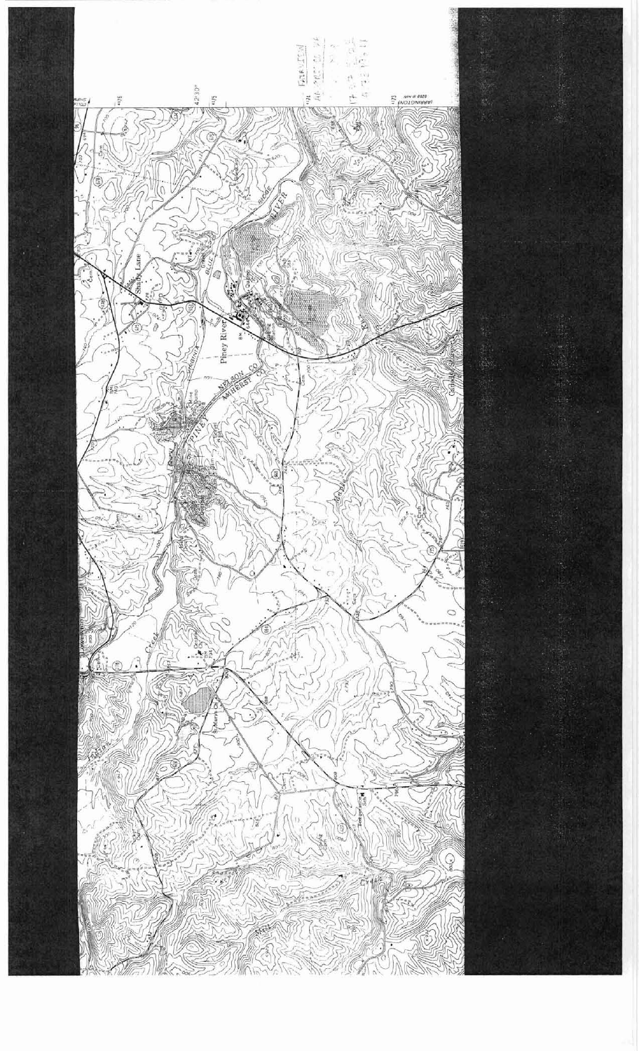42'30"

Shady Lane

Piney River

PINEY

NELSON CO

AMHERST CO

Creek

(ARRINGTON)
5259 III NW